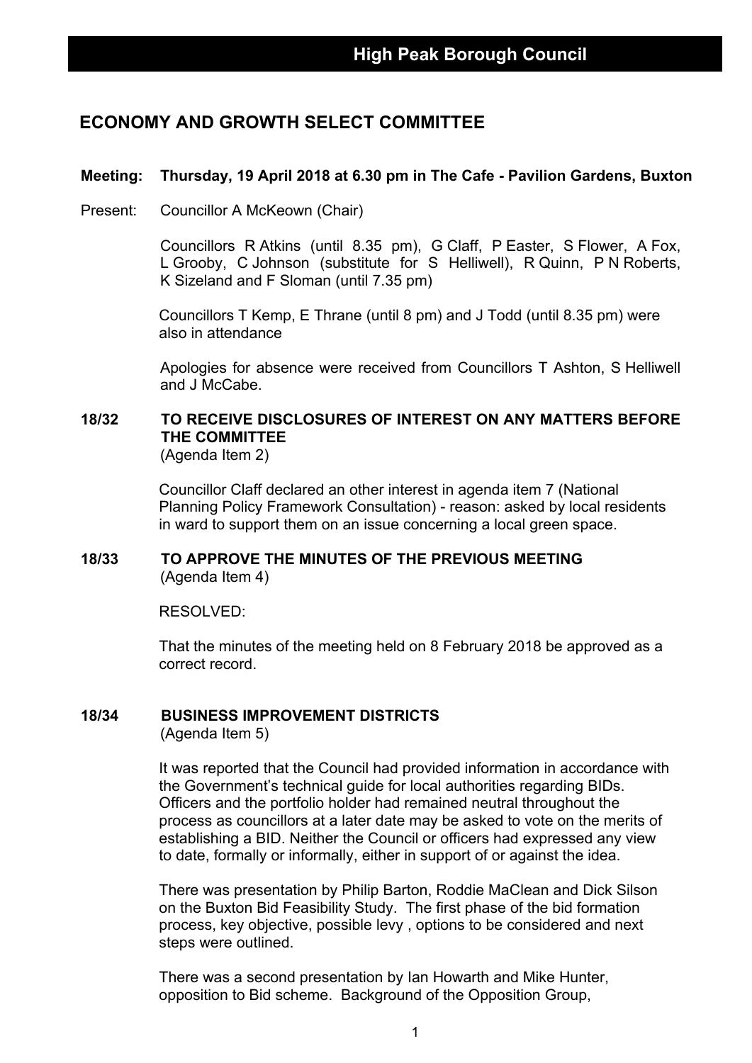High Peak Borough Council

# ECONOMY AND GROWTH SELECT COMMITTEE

**Meeting: Thursday, 19 April 2018 at 6.30 pm in The Cafe - Pavilion Gardens, Buxton**

Present: Councillor A McKeown (Chair)

Councillors R Atkins (until 8.35 pm), G Claff, P Easter, S Flower, A Fox, L Grooby, C Johnson (substitute for S Helliwell), R Quinn, P N Roberts, K Sizeland and F Sloman (until 7.35 pm)

Councillors T Kemp, E Thrane (until 8 pm) and J Todd (until 8.35 pm) were also in attendance

Apologies for absence were received from Councillors T Ashton, S Helliwell and J McCabe.

## 18/32 TO RECEIVE DISCLOSURES OF INTEREST ON ANY MATTERS BEFORE THE COMMITTEE

(Agenda Item 2)

Councillor Claff declared an other interest in agenda item 7 (National Planning Policy Framework Consultation) - reason: asked by local residents in ward to support them on an issue concerning a local green space.

## 18/33 TO APPROVE THE MINUTES OF THE PREVIOUS MEETING

(Agenda Item 4)

RESOLVED:

That the minutes of the meeting held on 8 February 2018 be approved as a correct record.

## 18/34 BUSINESS IMPROVEMENT DISTRICTS

(Agenda Item 5)

It was reported that the Council had provided information in accordance with the Government's technical guide for local authorities regarding BIDs. Officers and the portfolio holder had remained neutral throughout the process as councillors at a later date may be asked to vote on the merits of establishing a BID. Neither the Council or officers had expressed any view to date, formally or informally, either in support of or against the idea.

There was presentation by Philip Barton, Roddie MacLean and Dick Silson on the Buxton Bid Feasibility Study. The first phase of the bid formation process, key objective, possible levy , options to be considered and next steps were outlined.

There was a second presentation by Ian Howarth and Mike Hunter, opposition to Bid scheme. Background of the Opposition Group,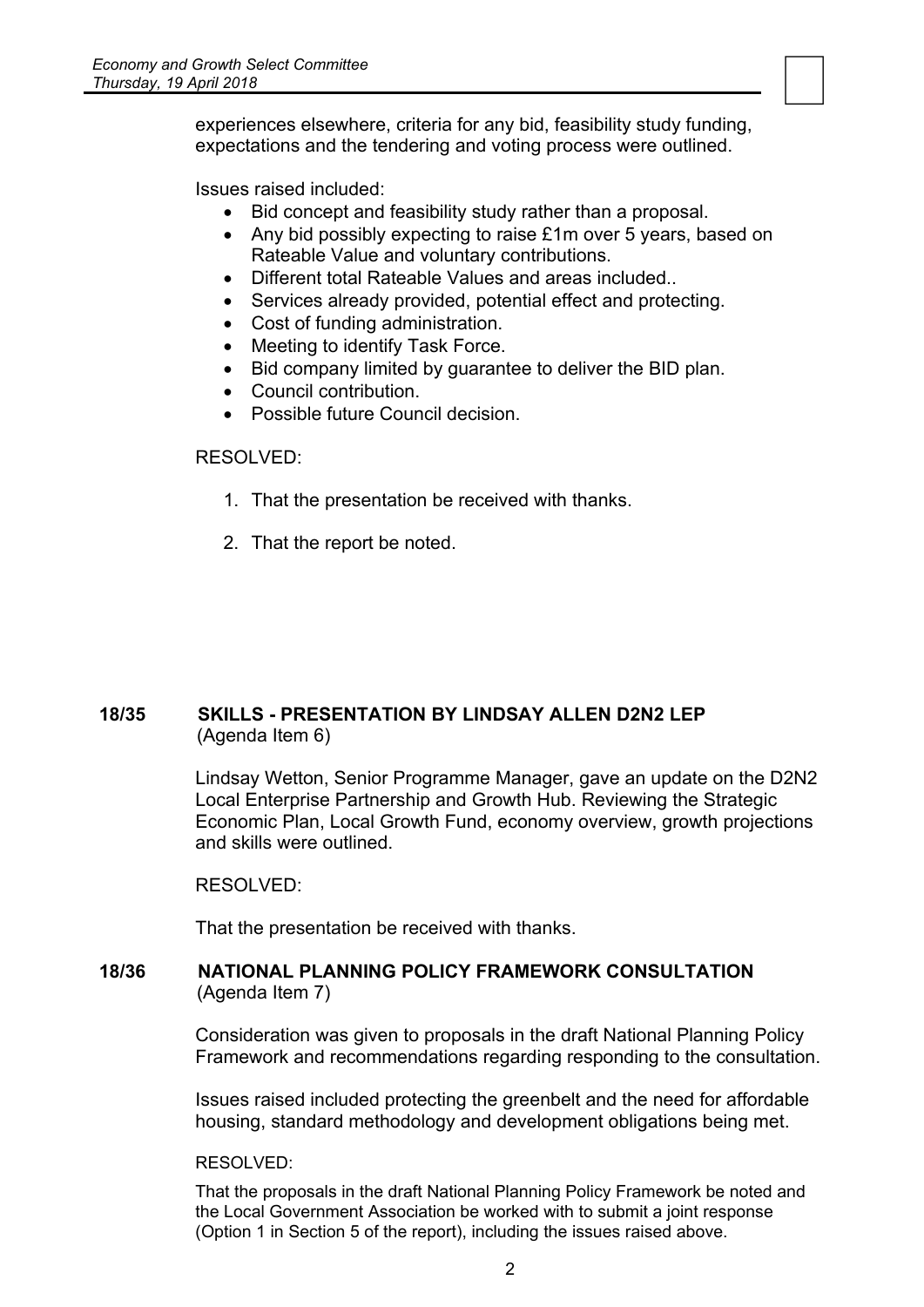experiences elsewhere, criteria for any bid, feasibility study funding, expectations and the tendering and voting process were outlined.

Issues raised included:

- Bid concept and feasibility study rather than a proposal.
- Any bid possibly expecting to raise £1m over 5 years, based on Rateable Value and voluntary contributions.
- Different total Rateable Values and areas included..
- Services already provided, potential effect and protecting.
- Cost of funding administration.
- Meeting to identify Task Force.
- Bid company limited by guarantee to deliver the BID plan.
- Council contribution.
- Possible future Council decision.

RESOLVED:

1. That the presentation be received with thanks.
2. That the report be noted.

## 18/35 SKILLS - PRESENTATION BY LINDSAY ALLEN D2N2 LEP
(Agenda Item 6)

Lindsay Wetton, Senior Programme Manager, gave an update on the D2N2 Local Enterprise Partnership and Growth Hub. Reviewing the Strategic Economic Plan, Local Growth Fund, economy overview, growth projections and skills were outlined.

RESOLVED:

That the presentation be received with thanks.

## 18/36 NATIONAL PLANNING POLICY FRAMEWORK CONSULTATION
(Agenda Item 7)

Consideration was given to proposals in the draft National Planning Policy Framework and recommendations regarding responding to the consultation.

Issues raised included protecting the greenbelt and the need for affordable housing, standard methodology and development obligations being met.

RESOLVED:

That the proposals in the draft National Planning Policy Framework be noted and the Local Government Association be worked with to submit a joint response (Option 1 in Section 5 of the report), including the issues raised above.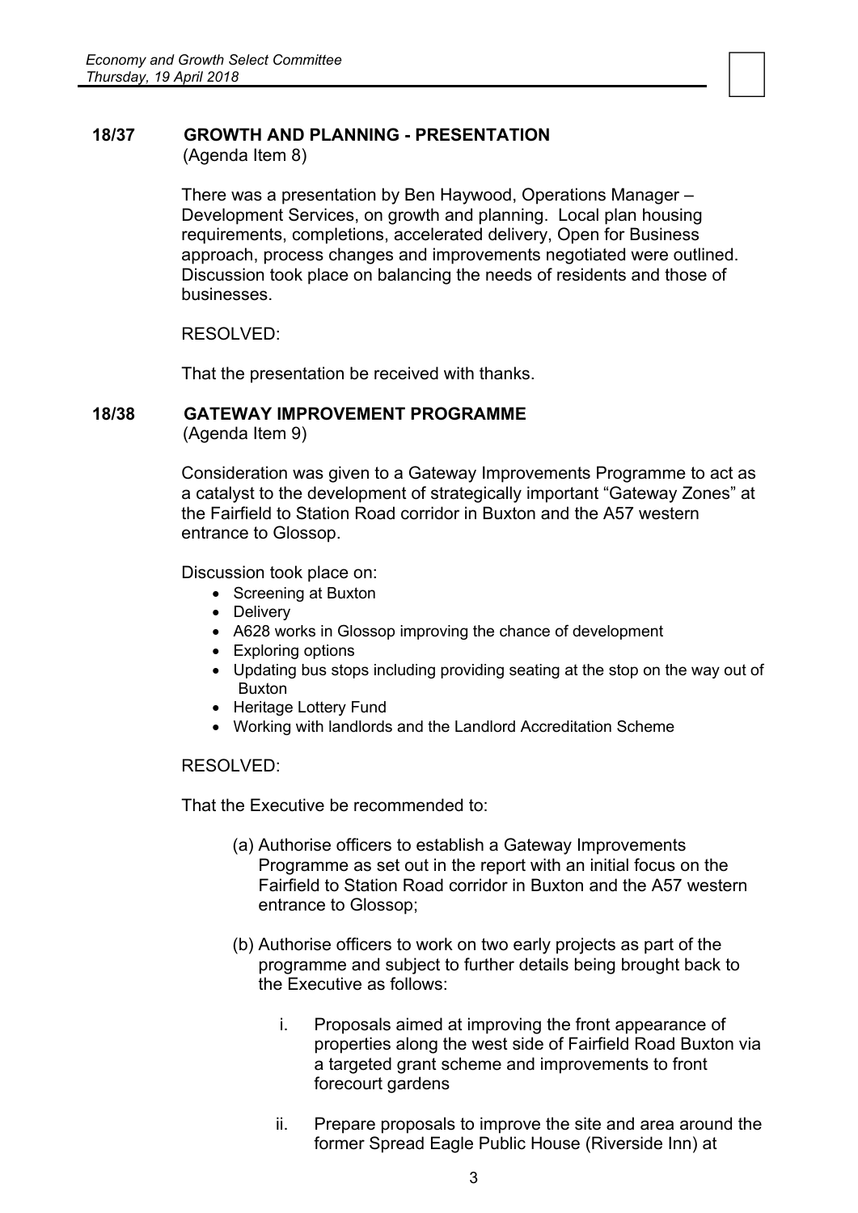## 18/37 GROWTH AND PLANNING - PRESENTATION

(Agenda Item 8)

There was a presentation by Ben Haywood, Operations Manager – Development Services, on growth and planning. Local plan housing requirements, completions, accelerated delivery, Open for Business approach, process changes and improvements negotiated were outlined. Discussion took place on balancing the needs of residents and those of businesses.

RESOLVED:

That the presentation be received with thanks.

## 18/38 GATEWAY IMPROVEMENT PROGRAMME

(Agenda Item 9)

Consideration was given to a Gateway Improvements Programme to act as a catalyst to the development of strategically important "Gateway Zones" at the Fairfield to Station Road corridor in Buxton and the A57 western entrance to Glossop.

Discussion took place on:

- Screening at Buxton
- Delivery
- A628 works in Glossop improving the chance of development
- Exploring options
- Updating bus stops including providing seating at the stop on the way out of Buxton
- Heritage Lottery Fund
- Working with landlords and the Landlord Accreditation Scheme

RESOLVED:

That the Executive be recommended to:

(a) Authorise officers to establish a Gateway Improvements Programme as set out in the report with an initial focus on the Fairfield to Station Road corridor in Buxton and the A57 western entrance to Glossop;

(b) Authorise officers to work on two early projects as part of the programme and subject to further details being brought back to the Executive as follows:

i. Proposals aimed at improving the front appearance of properties along the west side of Fairfield Road Buxton via a targeted grant scheme and improvements to front forecourt gardens

ii. Prepare proposals to improve the site and area around the former Spread Eagle Public House (Riverside Inn) at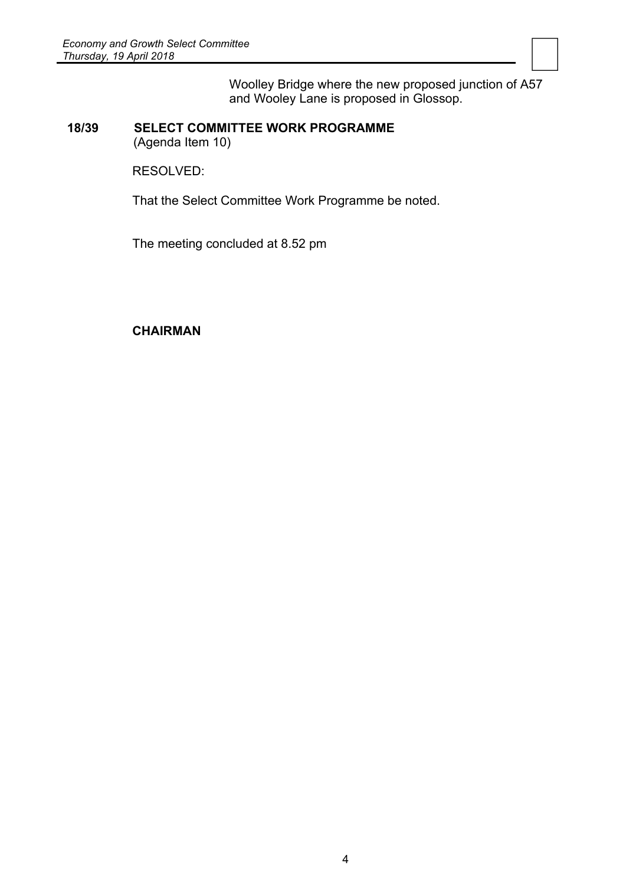Woolley Bridge where the new proposed junction of A57 and Wooley Lane is proposed in Glossop.

## 18/39 SELECT COMMITTEE WORK PROGRAMME

(Agenda Item 10)

RESOLVED:

That the Select Committee Work Programme be noted.

The meeting concluded at 8.52 pm

**CHAIRMAN**